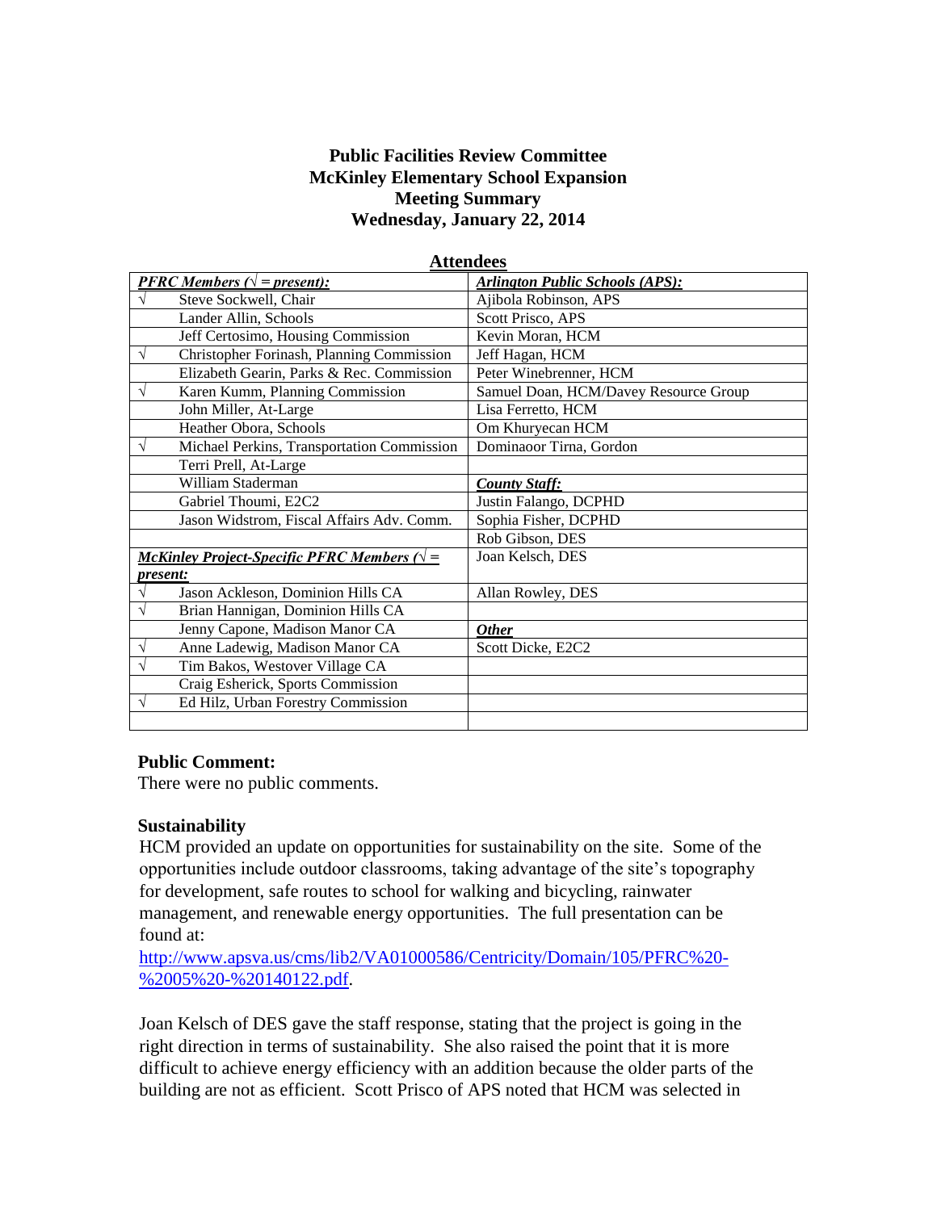# Public Facilities Review Committee
# McKinley Elementary School Expansion
# Meeting Summary
# Wednesday, January 22, 2014

## Attendees

| *PFRC Members (√ = present):* | | *Arlington Public Schools (APS):* |
|---|---|---|
| √ | Steve Sockwell, Chair | Ajibola Robinson, APS |
| | Lander Allin, Schools | Scott Prisco, APS |
| | Jeff Certosimo, Housing Commission | Kevin Moran, HCM |
| √ | Christopher Forinash, Planning Commission | Jeff Hagan, HCM |
| | Elizabeth Gearin, Parks & Rec. Commission | Peter Winebrenner, HCM |
| √ | Karen Kumm, Planning Commission | Samuel Doan, HCM/Davey Resource Group |
| | John Miller, At-Large | Lisa Ferretto, HCM |
| | Heather Obora, Schools | Om Khuryecan HCM |
| √ | Michael Perkins, Transportation Commission | Dominaoor Tirna, Gordon |
| | Terri Prell, At-Large | |
| | William Staderman | *County Staff:* |
| | Gabriel Thoumi, E2C2 | Justin Falango, DCPHD |
| | Jason Widstrom, Fiscal Affairs Adv. Comm. | Sophia Fisher, DCPHD |
| | | Rob Gibson, DES |
| *McKinley Project-Specific PFRC Members (√ = present:* | | Joan Kelsch, DES |
| √ | Jason Ackleson, Dominion Hills CA | Allan Rowley, DES |
| √ | Brian Hannigan, Dominion Hills CA | |
| | Jenny Capone, Madison Manor CA | *Other* |
| √ | Anne Ladewig, Madison Manor CA | Scott Dicke, E2C2 |
| √ | Tim Bakos, Westover Village CA | |
| | Craig Esherick, Sports Commission | |
| √ | Ed Hilz, Urban Forestry Commission | |
| | | |

**Public Comment:**
There were no public comments.

**Sustainability**
HCM provided an update on opportunities for sustainability on the site. Some of the opportunities include outdoor classrooms, taking advantage of the site's topography for development, safe routes to school for walking and bicycling, rainwater management, and renewable energy opportunities. The full presentation can be found at:
http://www.apsva.us/cms/lib2/VA01000586/Centricity/Domain/105/PFRC%20-%2005%20-%20140122.pdf.

Joan Kelsch of DES gave the staff response, stating that the project is going in the right direction in terms of sustainability. She also raised the point that it is more difficult to achieve energy efficiency with an addition because the older parts of the building are not as efficient. Scott Prisco of APS noted that HCM was selected in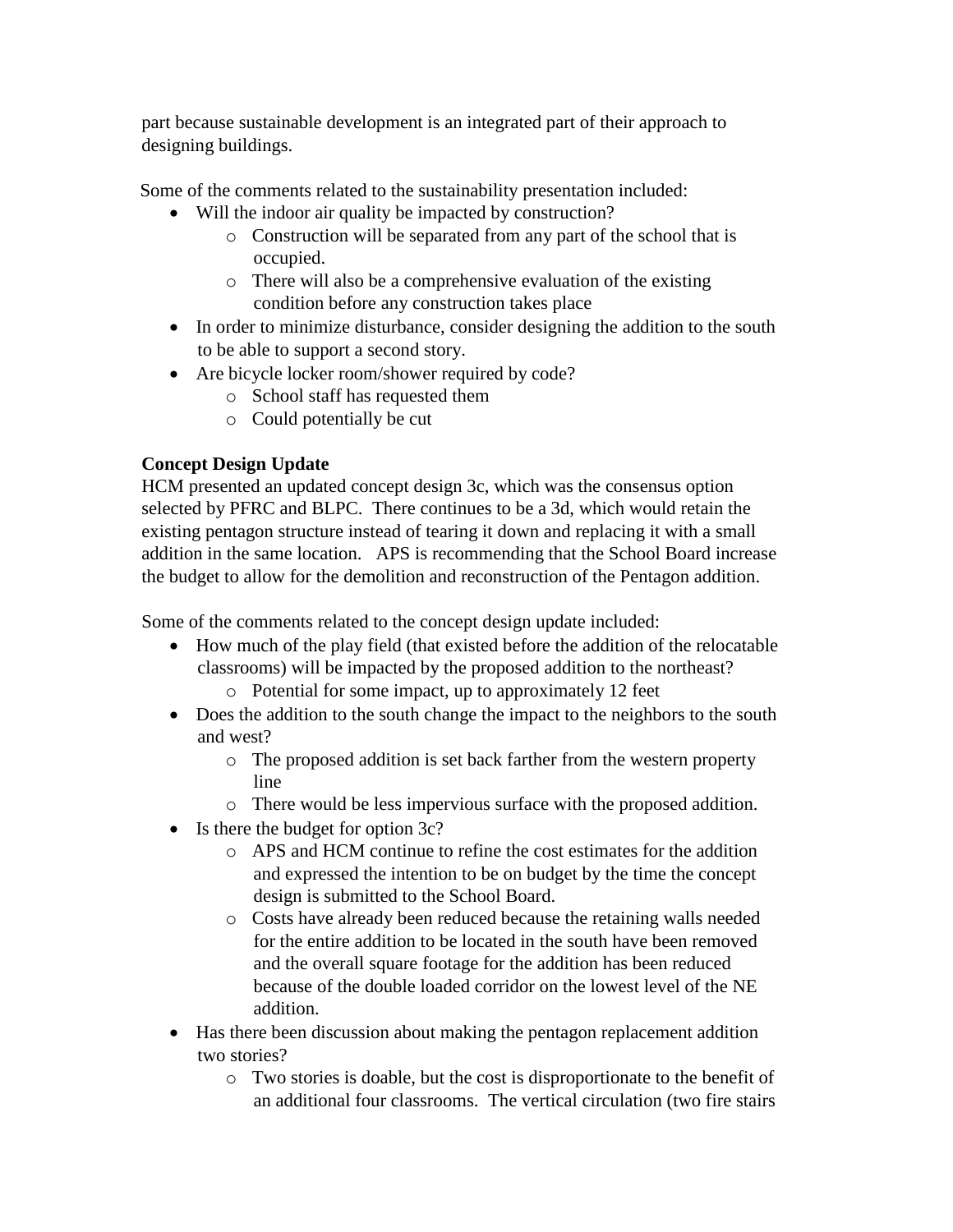part because sustainable development is an integrated part of their approach to designing buildings.

Some of the comments related to the sustainability presentation included:

- Will the indoor air quality be impacted by construction?
  - Construction will be separated from any part of the school that is occupied.
  - There will also be a comprehensive evaluation of the existing condition before any construction takes place
- In order to minimize disturbance, consider designing the addition to the south to be able to support a second story.
- Are bicycle locker room/shower required by code?
  - School staff has requested them
  - Could potentially be cut

**Concept Design Update**

HCM presented an updated concept design 3c, which was the consensus option selected by PFRC and BLPC. There continues to be a 3d, which would retain the existing pentagon structure instead of tearing it down and replacing it with a small addition in the same location. APS is recommending that the School Board increase the budget to allow for the demolition and reconstruction of the Pentagon addition.

Some of the comments related to the concept design update included:

- How much of the play field (that existed before the addition of the relocatable classrooms) will be impacted by the proposed addition to the northeast?
  - Potential for some impact, up to approximately 12 feet
- Does the addition to the south change the impact to the neighbors to the south and west?
  - The proposed addition is set back farther from the western property line
  - There would be less impervious surface with the proposed addition.
- Is there the budget for option 3c?
  - APS and HCM continue to refine the cost estimates for the addition and expressed the intention to be on budget by the time the concept design is submitted to the School Board.
  - Costs have already been reduced because the retaining walls needed for the entire addition to be located in the south have been removed and the overall square footage for the addition has been reduced because of the double loaded corridor on the lowest level of the NE addition.
- Has there been discussion about making the pentagon replacement addition two stories?
  - Two stories is doable, but the cost is disproportionate to the benefit of an additional four classrooms. The vertical circulation (two fire stairs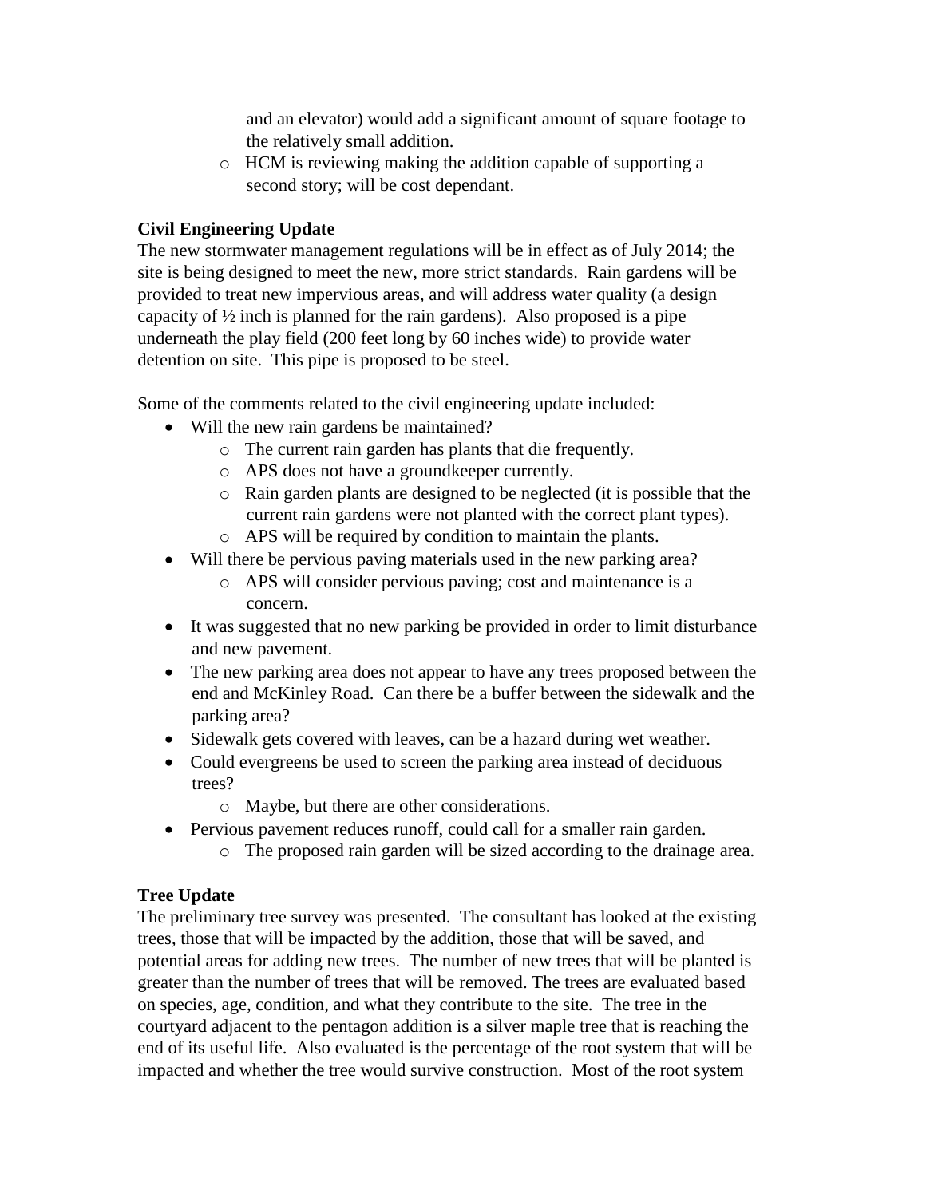and an elevator) would add a significant amount of square footage to the relatively small addition.
  - HCM is reviewing making the addition capable of supporting a second story; will be cost dependant.

**Civil Engineering Update**

The new stormwater management regulations will be in effect as of July 2014; the site is being designed to meet the new, more strict standards. Rain gardens will be provided to treat new impervious areas, and will address water quality (a design capacity of ½ inch is planned for the rain gardens). Also proposed is a pipe underneath the play field (200 feet long by 60 inches wide) to provide water detention on site. This pipe is proposed to be steel.

Some of the comments related to the civil engineering update included:

- Will the new rain gardens be maintained?
  - The current rain garden has plants that die frequently.
  - APS does not have a groundkeeper currently.
  - Rain garden plants are designed to be neglected (it is possible that the current rain gardens were not planted with the correct plant types).
  - APS will be required by condition to maintain the plants.
- Will there be pervious paving materials used in the new parking area?
  - APS will consider pervious paving; cost and maintenance is a concern.
- It was suggested that no new parking be provided in order to limit disturbance and new pavement.
- The new parking area does not appear to have any trees proposed between the end and McKinley Road. Can there be a buffer between the sidewalk and the parking area?
- Sidewalk gets covered with leaves, can be a hazard during wet weather.
- Could evergreens be used to screen the parking area instead of deciduous trees?
  - Maybe, but there are other considerations.
- Pervious pavement reduces runoff, could call for a smaller rain garden.
  - The proposed rain garden will be sized according to the drainage area.

**Tree Update**

The preliminary tree survey was presented. The consultant has looked at the existing trees, those that will be impacted by the addition, those that will be saved, and potential areas for adding new trees. The number of new trees that will be planted is greater than the number of trees that will be removed. The trees are evaluated based on species, age, condition, and what they contribute to the site. The tree in the courtyard adjacent to the pentagon addition is a silver maple tree that is reaching the end of its useful life. Also evaluated is the percentage of the root system that will be impacted and whether the tree would survive construction. Most of the root system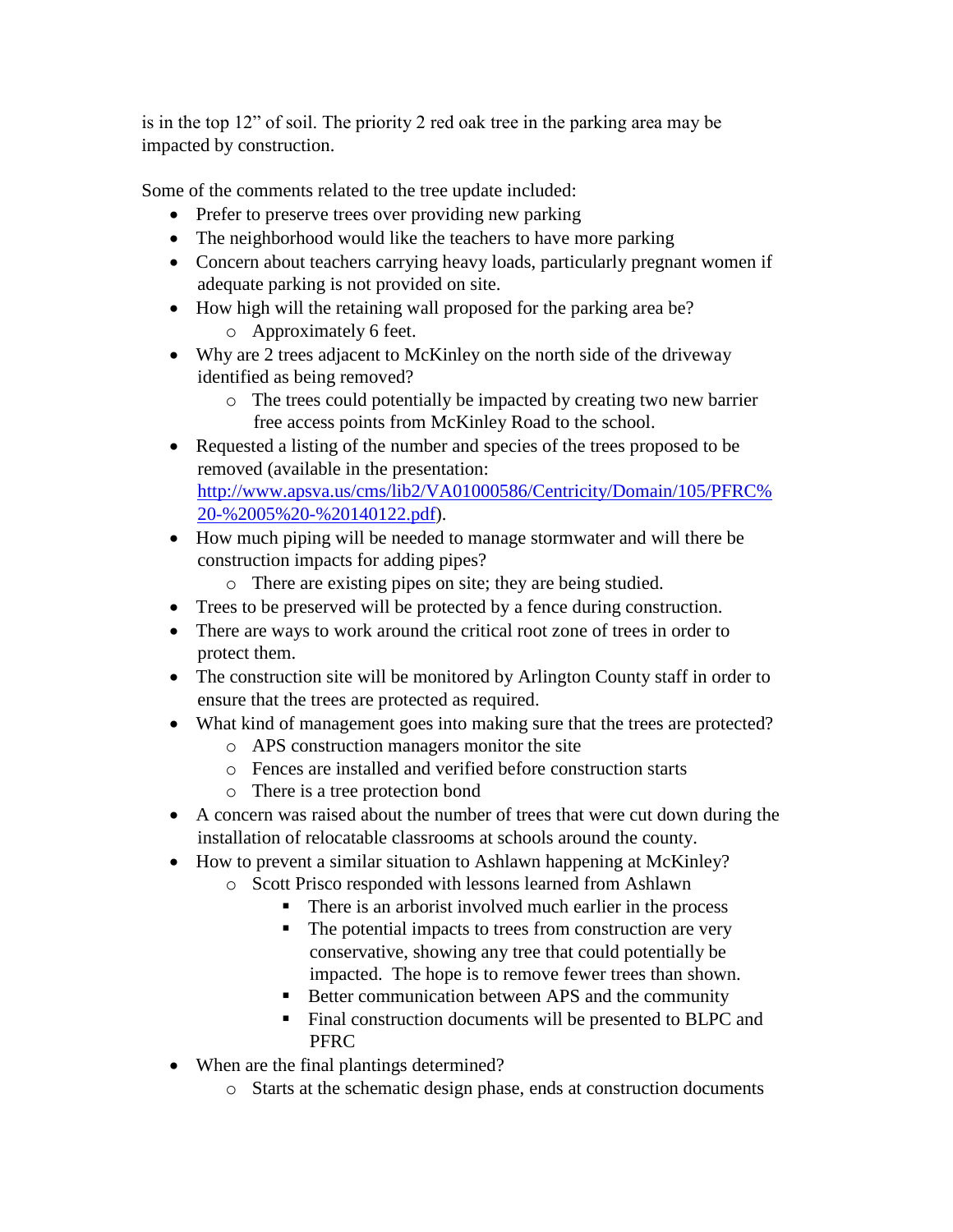is in the top 12" of soil. The priority 2 red oak tree in the parking area may be impacted by construction.

Some of the comments related to the tree update included:

- Prefer to preserve trees over providing new parking
- The neighborhood would like the teachers to have more parking
- Concern about teachers carrying heavy loads, particularly pregnant women if adequate parking is not provided on site.
- How high will the retaining wall proposed for the parking area be?
  - Approximately 6 feet.
- Why are 2 trees adjacent to McKinley on the north side of the driveway identified as being removed?
  - The trees could potentially be impacted by creating two new barrier free access points from McKinley Road to the school.
- Requested a listing of the number and species of the trees proposed to be removed (available in the presentation: [http://www.apsva.us/cms/lib2/VA01000586/Centricity/Domain/105/PFRC%20-%2005%20-%20140122.pdf](http://www.apsva.us/cms/lib2/VA01000586/Centricity/Domain/105/PFRC%20-%2005%20-%20140122.pdf)).
- How much piping will be needed to manage stormwater and will there be construction impacts for adding pipes?
  - There are existing pipes on site; they are being studied.
- Trees to be preserved will be protected by a fence during construction.
- There are ways to work around the critical root zone of trees in order to protect them.
- The construction site will be monitored by Arlington County staff in order to ensure that the trees are protected as required.
- What kind of management goes into making sure that the trees are protected?
  - APS construction managers monitor the site
  - Fences are installed and verified before construction starts
  - There is a tree protection bond
- A concern was raised about the number of trees that were cut down during the installation of relocatable classrooms at schools around the county.
- How to prevent a similar situation to Ashlawn happening at McKinley?
  - Scott Prisco responded with lessons learned from Ashlawn
    - There is an arborist involved much earlier in the process
    - The potential impacts to trees from construction are very conservative, showing any tree that could potentially be impacted. The hope is to remove fewer trees than shown.
    - Better communication between APS and the community
    - Final construction documents will be presented to BLPC and PFRC
- When are the final plantings determined?
  - Starts at the schematic design phase, ends at construction documents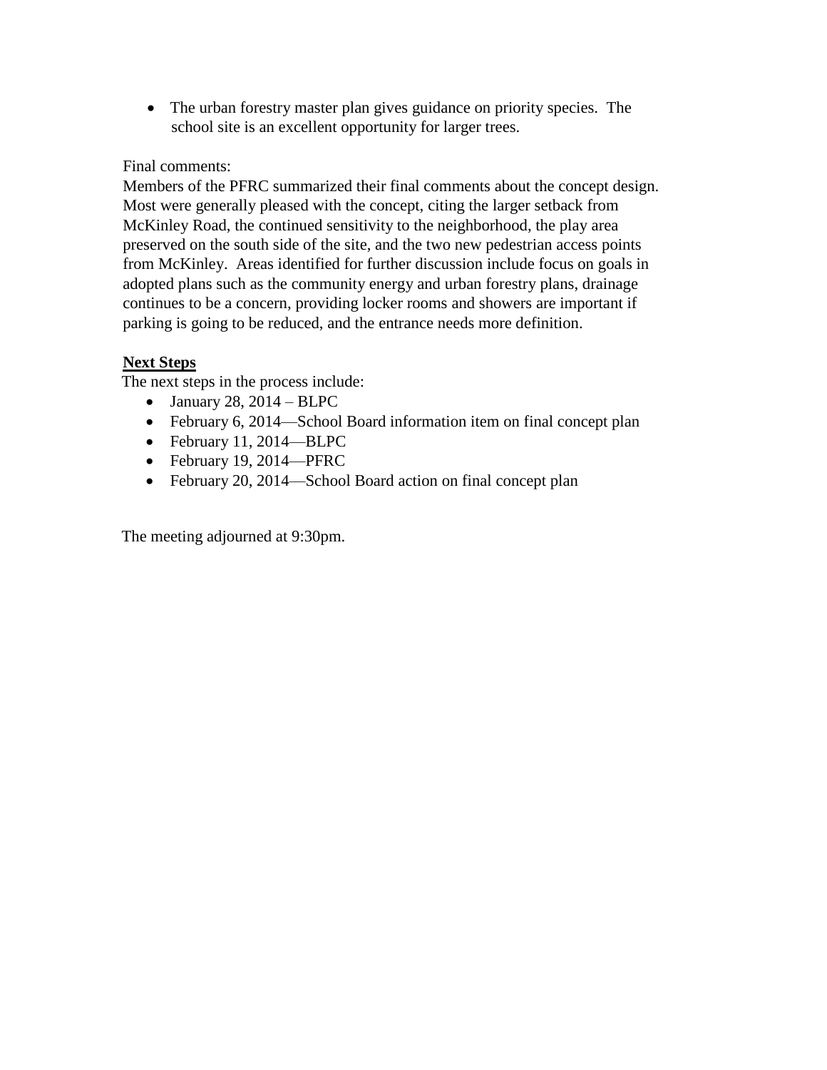- The urban forestry master plan gives guidance on priority species. The school site is an excellent opportunity for larger trees.

Final comments:
Members of the PFRC summarized their final comments about the concept design. Most were generally pleased with the concept, citing the larger setback from McKinley Road, the continued sensitivity to the neighborhood, the play area preserved on the south side of the site, and the two new pedestrian access points from McKinley. Areas identified for further discussion include focus on goals in adopted plans such as the community energy and urban forestry plans, drainage continues to be a concern, providing locker rooms and showers are important if parking is going to be reduced, and the entrance needs more definition.

**Next Steps**

The next steps in the process include:

- January 28, 2014 – BLPC
- February 6, 2014—School Board information item on final concept plan
- February 11, 2014—BLPC
- February 19, 2014—PFRC
- February 20, 2014—School Board action on final concept plan

The meeting adjourned at 9:30pm.